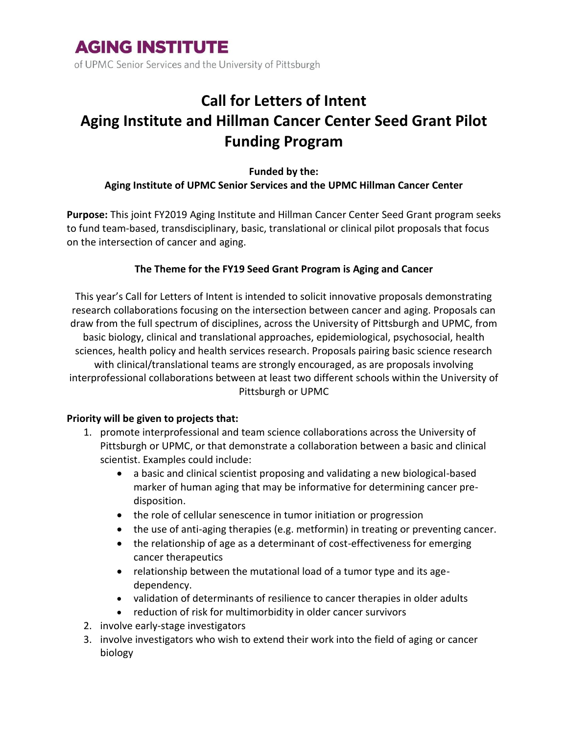**AGING INSTITUTE**
of UPMC Senior Services and the University of Pittsburgh

# Call for Letters of Intent
# Aging Institute and Hillman Cancer Center Seed Grant Pilot Funding Program

**Funded by the:**
**Aging Institute of UPMC Senior Services and the UPMC Hillman Cancer Center**

**Purpose:** This joint FY2019 Aging Institute and Hillman Cancer Center Seed Grant program seeks to fund team-based, transdisciplinary, basic, translational or clinical pilot proposals that focus on the intersection of cancer and aging.

**The Theme for the FY19 Seed Grant Program is Aging and Cancer**

This year's Call for Letters of Intent is intended to solicit innovative proposals demonstrating research collaborations focusing on the intersection between cancer and aging. Proposals can draw from the full spectrum of disciplines, across the University of Pittsburgh and UPMC, from basic biology, clinical and translational approaches, epidemiological, psychosocial, health sciences, health policy and health services research. Proposals pairing basic science research with clinical/translational teams are strongly encouraged, as are proposals involving interprofessional collaborations between at least two different schools within the University of Pittsburgh or UPMC

**Priority will be given to projects that:**

1. promote interprofessional and team science collaborations across the University of Pittsburgh or UPMC, or that demonstrate a collaboration between a basic and clinical scientist. Examples could include:
   - a basic and clinical scientist proposing and validating a new biological-based marker of human aging that may be informative for determining cancer pre-disposition.
   - the role of cellular senescence in tumor initiation or progression
   - the use of anti-aging therapies (e.g. metformin) in treating or preventing cancer.
   - the relationship of age as a determinant of cost-effectiveness for emerging cancer therapeutics
   - relationship between the mutational load of a tumor type and its age-dependency.
   - validation of determinants of resilience to cancer therapies in older adults
   - reduction of risk for multimorbidity in older cancer survivors
2. involve early-stage investigators
3. involve investigators who wish to extend their work into the field of aging or cancer biology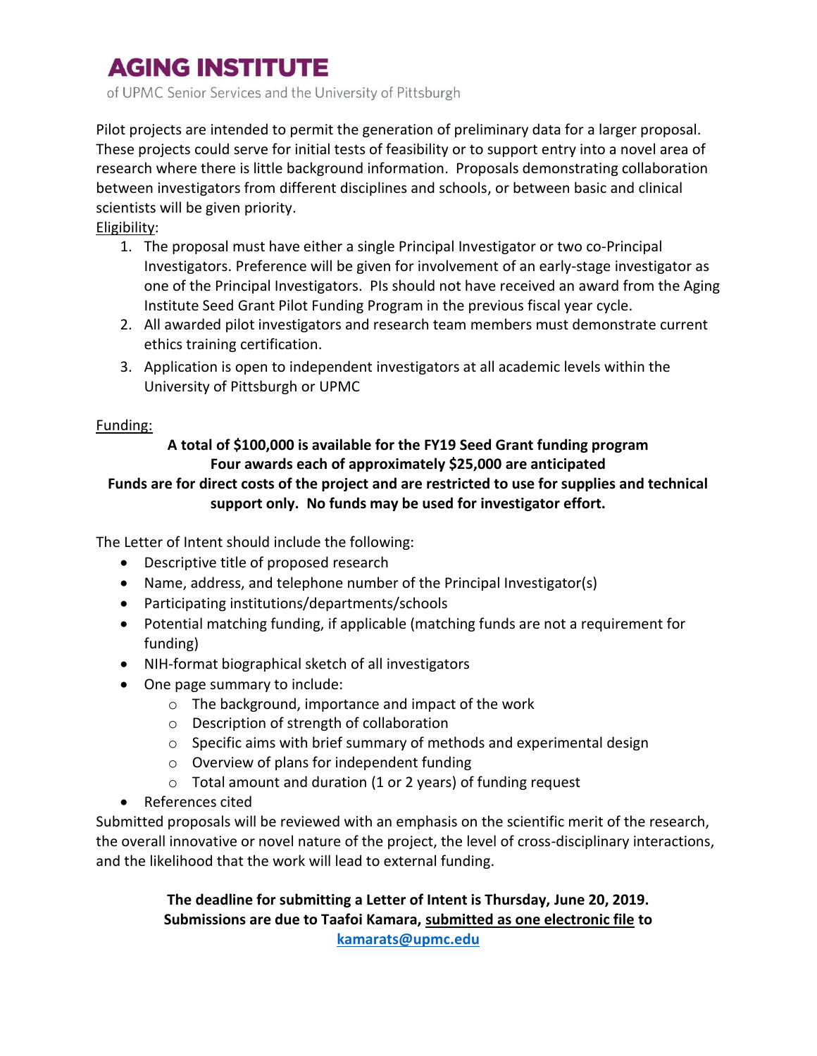# AGING INSTITUTE

of UPMC Senior Services and the University of Pittsburgh

Pilot projects are intended to permit the generation of preliminary data for a larger proposal. These projects could serve for initial tests of feasibility or to support entry into a novel area of research where there is little background information. Proposals demonstrating collaboration between investigators from different disciplines and schools, or between basic and clinical scientists will be given priority.

Eligibility:

1. The proposal must have either a single Principal Investigator or two co-Principal Investigators. Preference will be given for involvement of an early-stage investigator as one of the Principal Investigators. PIs should not have received an award from the Aging Institute Seed Grant Pilot Funding Program in the previous fiscal year cycle.
2. All awarded pilot investigators and research team members must demonstrate current ethics training certification.
3. Application is open to independent investigators at all academic levels within the University of Pittsburgh or UPMC

Funding:

**A total of $100,000 is available for the FY19 Seed Grant funding program**
**Four awards each of approximately $25,000 are anticipated**
**Funds are for direct costs of the project and are restricted to use for supplies and technical support only. No funds may be used for investigator effort.**

The Letter of Intent should include the following:

- Descriptive title of proposed research
- Name, address, and telephone number of the Principal Investigator(s)
- Participating institutions/departments/schools
- Potential matching funding, if applicable (matching funds are not a requirement for funding)
- NIH-format biographical sketch of all investigators
- One page summary to include:
  - The background, importance and impact of the work
  - Description of strength of collaboration
  - Specific aims with brief summary of methods and experimental design
  - Overview of plans for independent funding
  - Total amount and duration (1 or 2 years) of funding request
- References cited

Submitted proposals will be reviewed with an emphasis on the scientific merit of the research, the overall innovative or novel nature of the project, the level of cross-disciplinary interactions, and the likelihood that the work will lead to external funding.

**The deadline for submitting a Letter of Intent is Thursday, June 20, 2019.**
**Submissions are due to Taafoi Kamara, submitted as one electronic file to kamarats@upmc.edu**